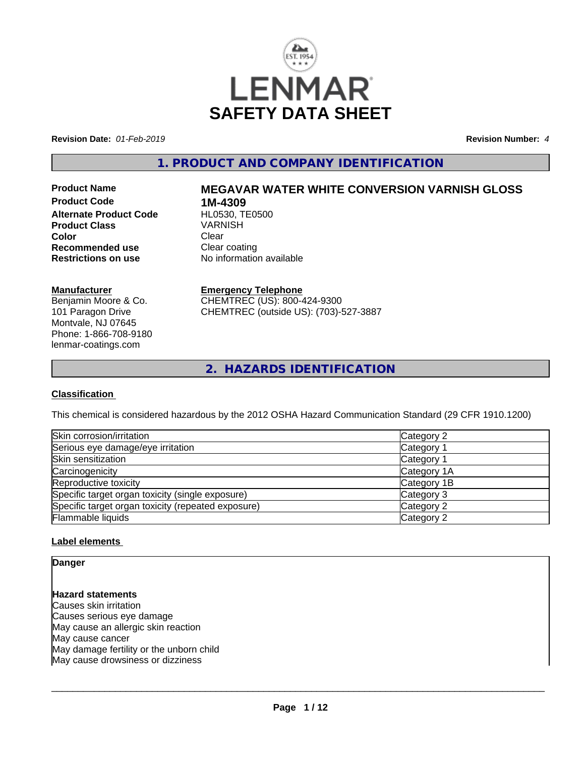# SAFETY DATA SHEET

**Revision Date:** *01-Feb-2019*

**Revision Number:** *4*

## 1. PRODUCT AND COMPANY IDENTIFICATION

**Product Name** **MEGAVAR WATER WHITE CONVERSION VARNISH GLOSS**
**Product Code** **1M-4309**
**Alternate Product Code** HL0530, TE0500
**Product Class** VARNISH
**Color** Clear
**Recommended use** Clear coating
**Restrictions on use** No information available

**Manufacturer**
Benjamin Moore & Co.
101 Paragon Drive
Montvale, NJ 07645
Phone: 1-866-708-9180
lenmar-coatings.com

**Emergency Telephone**
CHEMTREC (US): 800-424-9300
CHEMTREC (outside US): (703)-527-3887

## 2. HAZARDS IDENTIFICATION

### Classification

This chemical is considered hazardous by the 2012 OSHA Hazard Communication Standard (29 CFR 1910.1200)

| | |
|---|---|
| Skin corrosion/irritation | Category 2 |
| Serious eye damage/eye irritation | Category 1 |
| Skin sensitization | Category 1 |
| Carcinogenicity | Category 1A |
| Reproductive toxicity | Category 1B |
| Specific target organ toxicity (single exposure) | Category 3 |
| Specific target organ toxicity (repeated exposure) | Category 2 |
| Flammable liquids | Category 2 |

### Label elements

**Danger**

**Hazard statements**
Causes skin irritation
Causes serious eye damage
May cause an allergic skin reaction
May cause cancer
May damage fertility or the unborn child
May cause drowsiness or dizziness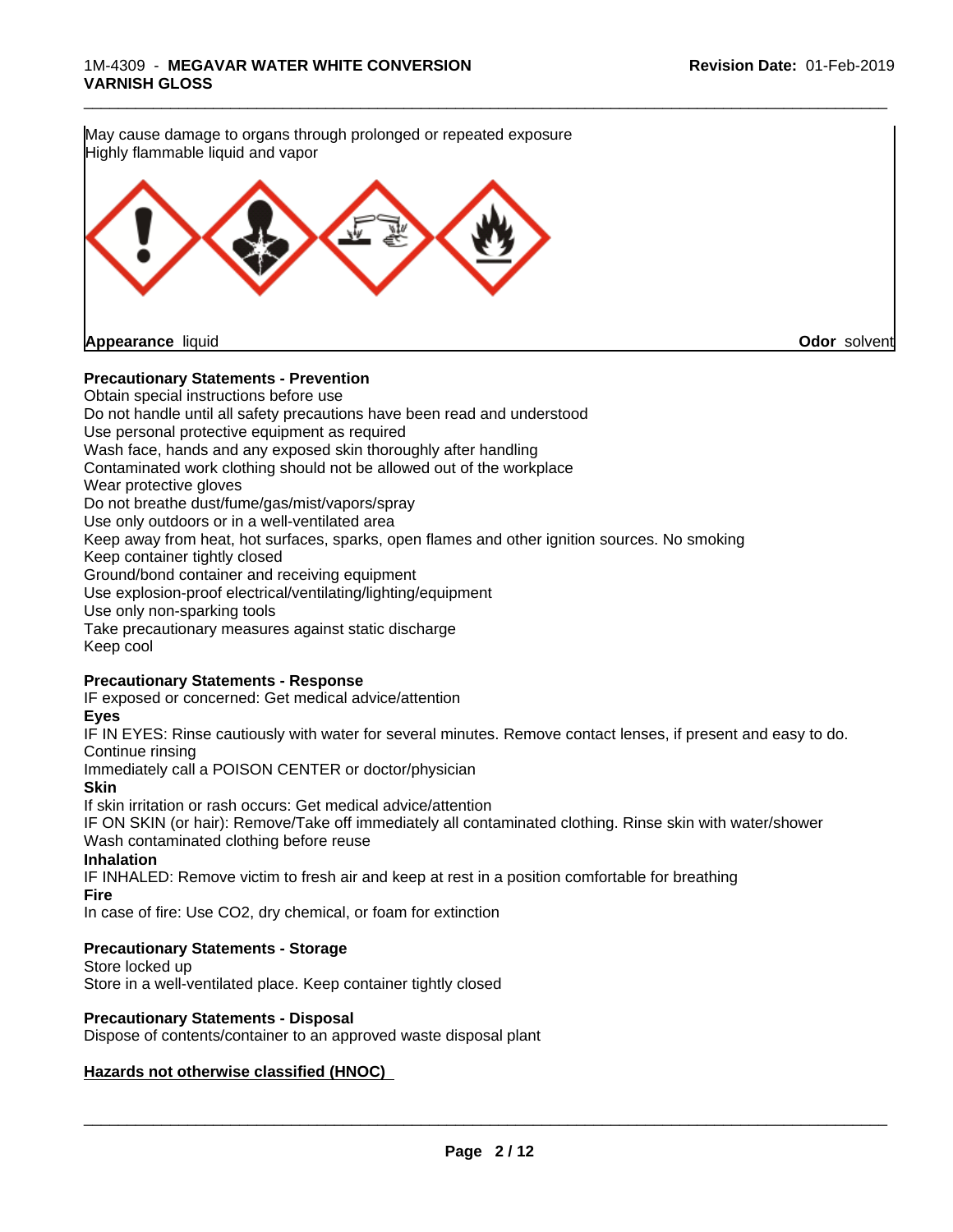May cause damage to organs through prolonged or repeated exposure
Highly flammable liquid and vapor

**Appearance** liquid **Odor** solvent

**Precautionary Statements - Prevention**

Obtain special instructions before use
Do not handle until all safety precautions have been read and understood
Use personal protective equipment as required
Wash face, hands and any exposed skin thoroughly after handling
Contaminated work clothing should not be allowed out of the workplace
Wear protective gloves
Do not breathe dust/fume/gas/mist/vapors/spray
Use only outdoors or in a well-ventilated area
Keep away from heat, hot surfaces, sparks, open flames and other ignition sources. No smoking
Keep container tightly closed
Ground/bond container and receiving equipment
Use explosion-proof electrical/ventilating/lighting/equipment
Use only non-sparking tools
Take precautionary measures against static discharge
Keep cool

**Precautionary Statements - Response**

IF exposed or concerned: Get medical advice/attention

**Eyes**

IF IN EYES: Rinse cautiously with water for several minutes. Remove contact lenses, if present and easy to do. Continue rinsing
Immediately call a POISON CENTER or doctor/physician

**Skin**

If skin irritation or rash occurs: Get medical advice/attention
IF ON SKIN (or hair): Remove/Take off immediately all contaminated clothing. Rinse skin with water/shower
Wash contaminated clothing before reuse

**Inhalation**

IF INHALED: Remove victim to fresh air and keep at rest in a position comfortable for breathing

**Fire**

In case of fire: Use CO2, dry chemical, or foam for extinction

**Precautionary Statements - Storage**

Store locked up
Store in a well-ventilated place. Keep container tightly closed

**Precautionary Statements - Disposal**

Dispose of contents/container to an approved waste disposal plant

**Hazards not otherwise classified (HNOC)**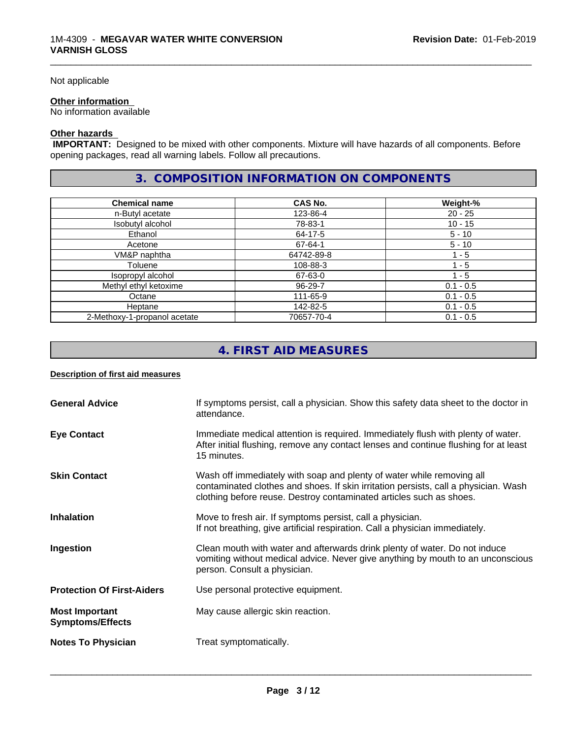Not applicable

**Other information**

No information available

**Other hazards**

**IMPORTANT:** Designed to be mixed with other components. Mixture will have hazards of all components. Before opening packages, read all warning labels. Follow all precautions.

## 3. COMPOSITION INFORMATION ON COMPONENTS

| Chemical name | CAS No. | Weight-% |
|---|---|---|
| n-Butyl acetate | 123-86-4 | 20 - 25 |
| Isobutyl alcohol | 78-83-1 | 10 - 15 |
| Ethanol | 64-17-5 | 5 - 10 |
| Acetone | 67-64-1 | 5 - 10 |
| VM&P naphtha | 64742-89-8 | 1 - 5 |
| Toluene | 108-88-3 | 1 - 5 |
| Isopropyl alcohol | 67-63-0 | 1 - 5 |
| Methyl ethyl ketoxime | 96-29-7 | 0.1 - 0.5 |
| Octane | 111-65-9 | 0.1 - 0.5 |
| Heptane | 142-82-5 | 0.1 - 0.5 |
| 2-Methoxy-1-propanol acetate | 70657-70-4 | 0.1 - 0.5 |

## 4. FIRST AID MEASURES

**Description of first aid measures**

**General Advice**
If symptoms persist, call a physician. Show this safety data sheet to the doctor in attendance.

**Eye Contact**
Immediate medical attention is required. Immediately flush with plenty of water. After initial flushing, remove any contact lenses and continue flushing for at least 15 minutes.

**Skin Contact**
Wash off immediately with soap and plenty of water while removing all contaminated clothes and shoes. If skin irritation persists, call a physician. Wash clothing before reuse. Destroy contaminated articles such as shoes.

**Inhalation**
Move to fresh air. If symptoms persist, call a physician.
If not breathing, give artificial respiration. Call a physician immediately.

**Ingestion**
Clean mouth with water and afterwards drink plenty of water. Do not induce vomiting without medical advice. Never give anything by mouth to an unconscious person. Consult a physician.

**Protection Of First-Aiders**
Use personal protective equipment.

**Most Important Symptoms/Effects**
May cause allergic skin reaction.

**Notes To Physician**
Treat symptomatically.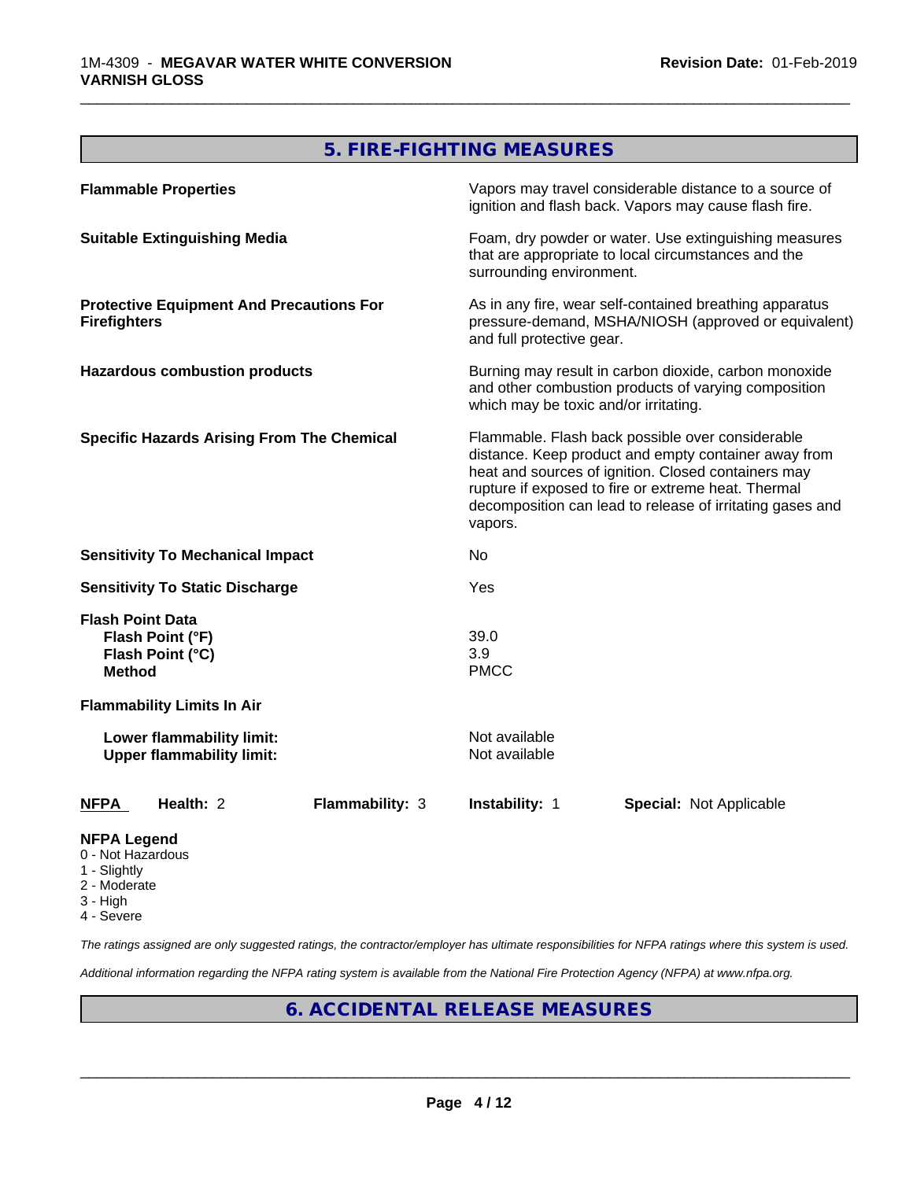## 5. FIRE-FIGHTING MEASURES

| | |
|---|---|
| **Flammable Properties** | Vapors may travel considerable distance to a source of ignition and flash back. Vapors may cause flash fire. |
| **Suitable Extinguishing Media** | Foam, dry powder or water. Use extinguishing measures that are appropriate to local circumstances and the surrounding environment. |
| **Protective Equipment And Precautions For Firefighters** | As in any fire, wear self-contained breathing apparatus pressure-demand, MSHA/NIOSH (approved or equivalent) and full protective gear. |
| **Hazardous combustion products** | Burning may result in carbon dioxide, carbon monoxide and other combustion products of varying composition which may be toxic and/or irritating. |
| **Specific Hazards Arising From The Chemical** | Flammable. Flash back possible over considerable distance. Keep product and empty container away from heat and sources of ignition. Closed containers may rupture if exposed to fire or extreme heat. Thermal decomposition can lead to release of irritating gases and vapors. |
| **Sensitivity To Mechanical Impact** | No |
| **Sensitivity To Static Discharge** | Yes |
| **Flash Point Data** | |
| **Flash Point (°F)** | 39.0 |
| **Flash Point (°C)** | 3.9 |
| **Method** | PMCC |
| **Flammability Limits In Air** | |
| **Lower flammability limit:** | Not available |
| **Upper flammability limit:** | Not available |

| **NFPA** | **Health:** 2 | **Flammability:** 3 | **Instability:** 1 | **Special:** Not Applicable |
|---|---|---|---|---|

**NFPA Legend**
- 0 - Not Hazardous
- 1 - Slightly
- 2 - Moderate
- 3 - High
- 4 - Severe

*The ratings assigned are only suggested ratings, the contractor/employer has ultimate responsibilities for NFPA ratings where this system is used.*

*Additional information regarding the NFPA rating system is available from the National Fire Protection Agency (NFPA) at www.nfpa.org.*

## 6. ACCIDENTAL RELEASE MEASURES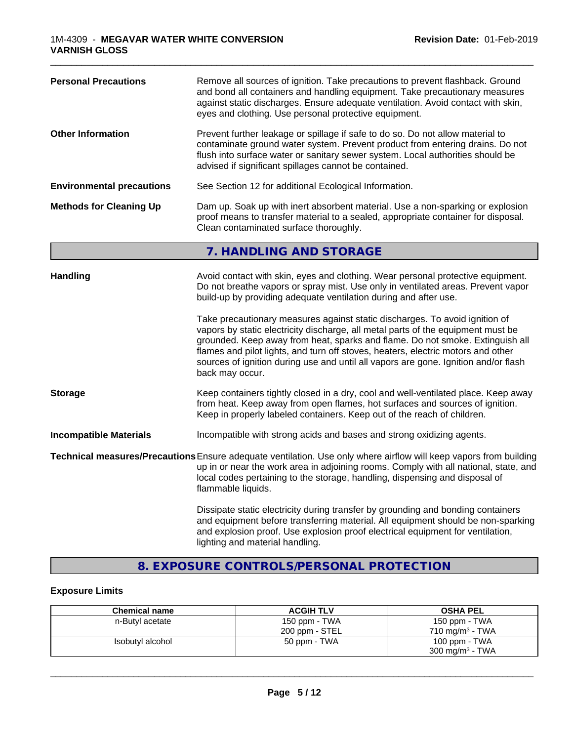**Personal Precautions** Remove all sources of ignition. Take precautions to prevent flashback. Ground and bond all containers and handling equipment. Take precautionary measures against static discharges. Ensure adequate ventilation. Avoid contact with skin, eyes and clothing. Use personal protective equipment.

**Other Information** Prevent further leakage or spillage if safe to do so. Do not allow material to contaminate ground water system. Prevent product from entering drains. Do not flush into surface water or sanitary sewer system. Local authorities should be advised if significant spillages cannot be contained.

**Environmental precautions** See Section 12 for additional Ecological Information.

**Methods for Cleaning Up** Dam up. Soak up with inert absorbent material. Use a non-sparking or explosion proof means to transfer material to a sealed, appropriate container for disposal. Clean contaminated surface thoroughly.

## 7. HANDLING AND STORAGE

**Handling** Avoid contact with skin, eyes and clothing. Wear personal protective equipment. Do not breathe vapors or spray mist. Use only in ventilated areas. Prevent vapor build-up by providing adequate ventilation during and after use.

Take precautionary measures against static discharges. To avoid ignition of vapors by static electricity discharge, all metal parts of the equipment must be grounded. Keep away from heat, sparks and flame. Do not smoke. Extinguish all flames and pilot lights, and turn off stoves, heaters, electric motors and other sources of ignition during use and until all vapors are gone. Ignition and/or flash back may occur.

**Storage** Keep containers tightly closed in a dry, cool and well-ventilated place. Keep away from heat. Keep away from open flames, hot surfaces and sources of ignition. Keep in properly labeled containers. Keep out of the reach of children.

**Incompatible Materials** Incompatible with strong acids and bases and strong oxidizing agents.

**Technical measures/Precautions** Ensure adequate ventilation. Use only where airflow will keep vapors from building up in or near the work area in adjoining rooms. Comply with all national, state, and local codes pertaining to the storage, handling, dispensing and disposal of flammable liquids.

Dissipate static electricity during transfer by grounding and bonding containers and equipment before transferring material. All equipment should be non-sparking and explosion proof. Use explosion proof electrical equipment for ventilation, lighting and material handling.

## 8. EXPOSURE CONTROLS/PERSONAL PROTECTION

### Exposure Limits

| Chemical name | ACGIH TLV | OSHA PEL |
| --- | --- | --- |
| n-Butyl acetate | 150 ppm - TWA<br>200 ppm - STEL | 150 ppm - TWA<br>710 mg/m³ - TWA |
| Isobutyl alcohol | 50 ppm - TWA | 100 ppm - TWA<br>300 mg/m³ - TWA |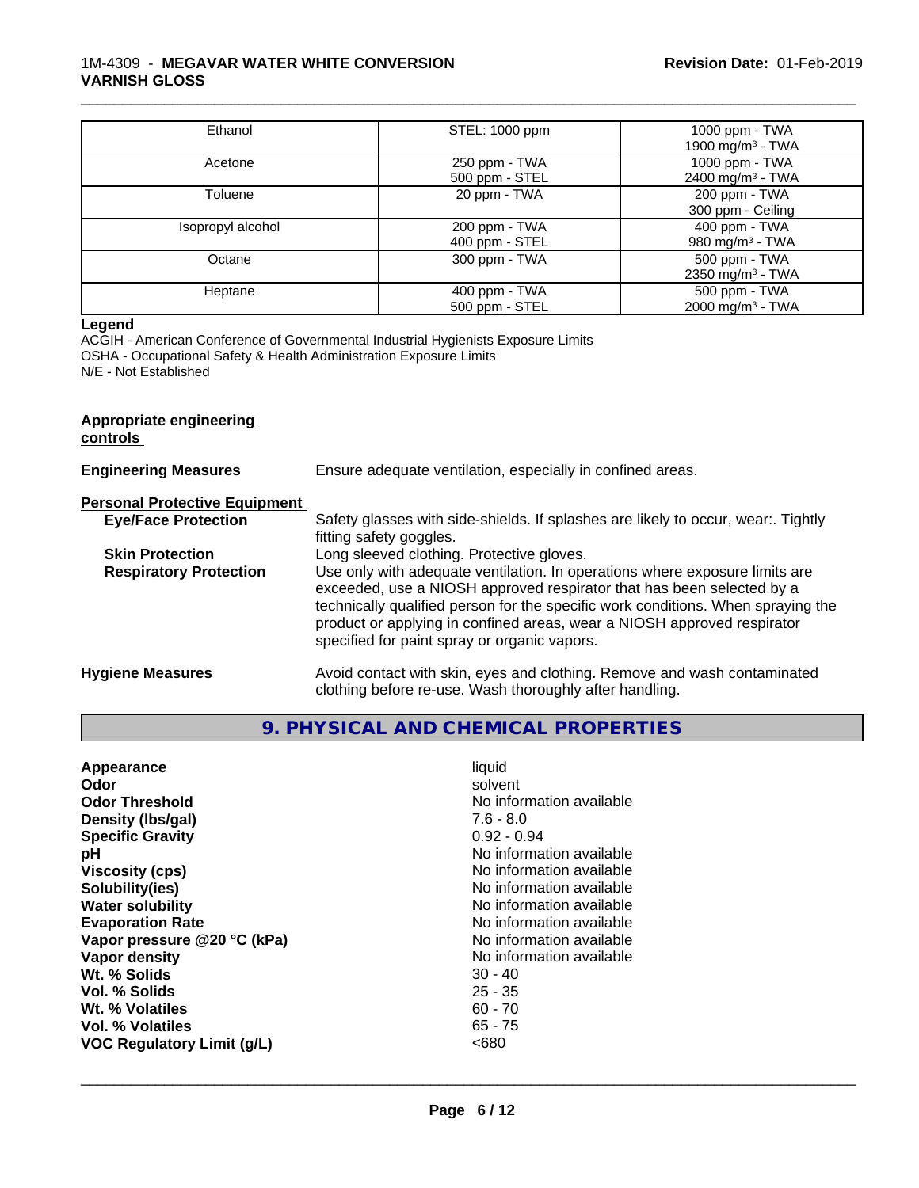| Ethanol | STEL: 1000 ppm | 1000 ppm - TWA<br>1900 mg/m³ - TWA |
|---|---|---|
| Acetone | 250 ppm - TWA<br>500 ppm - STEL | 1000 ppm - TWA<br>2400 mg/m³ - TWA |
| Toluene | 20 ppm - TWA | 200 ppm - TWA<br>300 ppm - Ceiling |
| Isopropyl alcohol | 200 ppm - TWA<br>400 ppm - STEL | 400 ppm - TWA<br>980 mg/m³ - TWA |
| Octane | 300 ppm - TWA | 500 ppm - TWA<br>2350 mg/m³ - TWA |
| Heptane | 400 ppm - TWA<br>500 ppm - STEL | 500 ppm - TWA<br>2000 mg/m³ - TWA |

**Legend**

ACGIH - American Conference of Governmental Industrial Hygienists Exposure Limits
OSHA - Occupational Safety & Health Administration Exposure Limits
N/E - Not Established

**Appropriate engineering controls**

**Engineering Measures** Ensure adequate ventilation, especially in confined areas.

**Personal Protective Equipment**

**Eye/Face Protection** Safety glasses with side-shields. If splashes are likely to occur, wear:. Tightly fitting safety goggles.

**Skin Protection** Long sleeved clothing. Protective gloves.

**Respiratory Protection** Use only with adequate ventilation. In operations where exposure limits are exceeded, use a NIOSH approved respirator that has been selected by a technically qualified person for the specific work conditions. When spraying the product or applying in confined areas, wear a NIOSH approved respirator specified for paint spray or organic vapors.

**Hygiene Measures** Avoid contact with skin, eyes and clothing. Remove and wash contaminated clothing before re-use. Wash thoroughly after handling.

## 9. PHYSICAL AND CHEMICAL PROPERTIES

| Property | Value |
|---|---|
| **Appearance** | liquid |
| **Odor** | solvent |
| **Odor Threshold** | No information available |
| **Density (lbs/gal)** | 7.6 - 8.0 |
| **Specific Gravity** | 0.92 - 0.94 |
| **pH** | No information available |
| **Viscosity (cps)** | No information available |
| **Solubility(ies)** | No information available |
| **Water solubility** | No information available |
| **Evaporation Rate** | No information available |
| **Vapor pressure @20 °C (kPa)** | No information available |
| **Vapor density** | No information available |
| **Wt. % Solids** | 30 - 40 |
| **Vol. % Solids** | 25 - 35 |
| **Wt. % Volatiles** | 60 - 70 |
| **Vol. % Volatiles** | 65 - 75 |
| **VOC Regulatory Limit (g/L)** | <680 |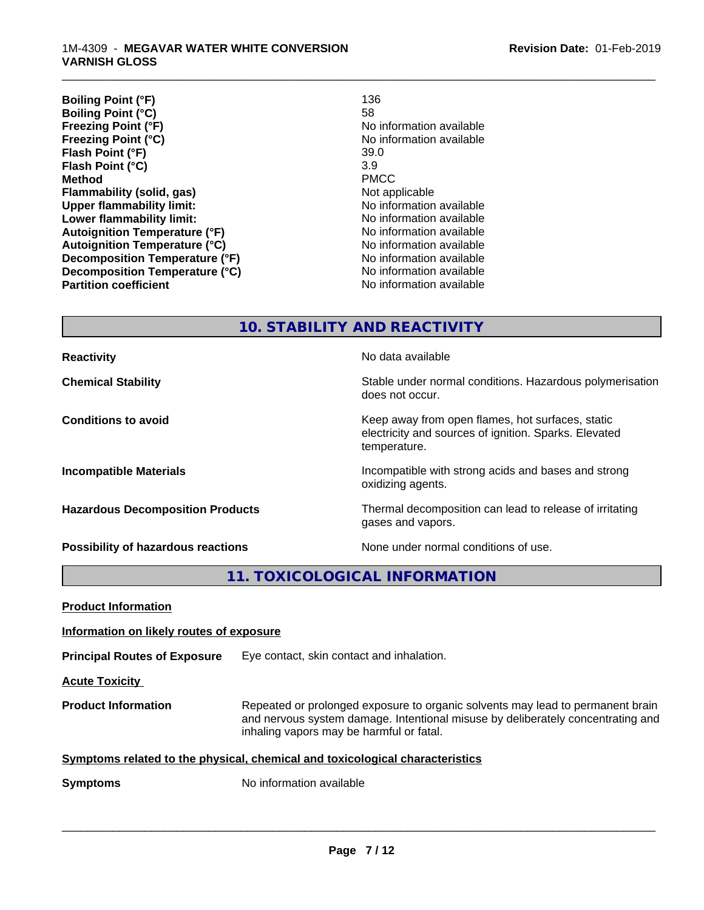| | |
|---|---|
| **Boiling Point (°F)** | 136 |
| **Boiling Point (°C)** | 58 |
| **Freezing Point (°F)** | No information available |
| **Freezing Point (°C)** | No information available |
| **Flash Point (°F)** | 39.0 |
| **Flash Point (°C)** | 3.9 |
| **Method** | PMCC |
| **Flammability (solid, gas)** | Not applicable |
| **Upper flammability limit:** | No information available |
| **Lower flammability limit:** | No information available |
| **Autoignition Temperature (°F)** | No information available |
| **Autoignition Temperature (°C)** | No information available |
| **Decomposition Temperature (°F)** | No information available |
| **Decomposition Temperature (°C)** | No information available |
| **Partition coefficient** | No information available |

## 10. STABILITY AND REACTIVITY

| | |
|---|---|
| **Reactivity** | No data available |
| **Chemical Stability** | Stable under normal conditions. Hazardous polymerisation does not occur. |
| **Conditions to avoid** | Keep away from open flames, hot surfaces, static electricity and sources of ignition. Sparks. Elevated temperature. |
| **Incompatible Materials** | Incompatible with strong acids and bases and strong oxidizing agents. |
| **Hazardous Decomposition Products** | Thermal decomposition can lead to release of irritating gases and vapors. |
| **Possibility of hazardous reactions** | None under normal conditions of use. |

## 11. TOXICOLOGICAL INFORMATION

**Product Information**

**Information on likely routes of exposure**

**Principal Routes of Exposure** Eye contact, skin contact and inhalation.

**Acute Toxicity**

**Product Information** Repeated or prolonged exposure to organic solvents may lead to permanent brain and nervous system damage. Intentional misuse by deliberately concentrating and inhaling vapors may be harmful or fatal.

**Symptoms related to the physical, chemical and toxicological characteristics**

**Symptoms** No information available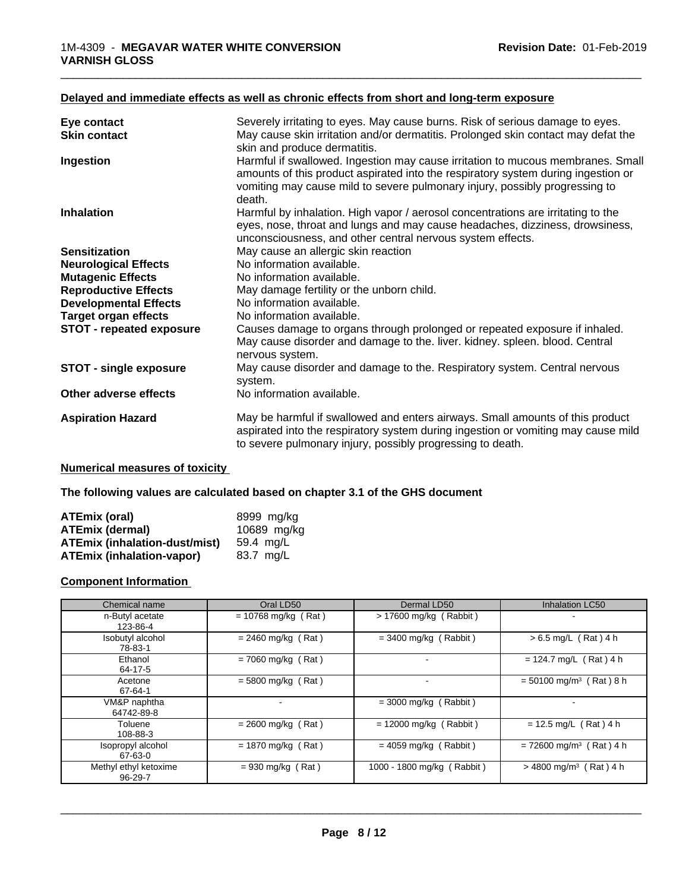## Delayed and immediate effects as well as chronic effects from short and long-term exposure

| | |
|---|---|
| **Eye contact** | Severely irritating to eyes. May cause burns. Risk of serious damage to eyes. |
| **Skin contact** | May cause skin irritation and/or dermatitis. Prolonged skin contact may defat the skin and produce dermatitis. |
| **Ingestion** | Harmful if swallowed. Ingestion may cause irritation to mucous membranes. Small amounts of this product aspirated into the respiratory system during ingestion or vomiting may cause mild to severe pulmonary injury, possibly progressing to death. |
| **Inhalation** | Harmful by inhalation. High vapor / aerosol concentrations are irritating to the eyes, nose, throat and lungs and may cause headaches, dizziness, drowsiness, unconsciousness, and other central nervous system effects. |
| **Sensitization** | May cause an allergic skin reaction |
| **Neurological Effects** | No information available. |
| **Mutagenic Effects** | No information available. |
| **Reproductive Effects** | May damage fertility or the unborn child. |
| **Developmental Effects** | No information available. |
| **Target organ effects** | No information available. |
| **STOT - repeated exposure** | Causes damage to organs through prolonged or repeated exposure if inhaled. May cause disorder and damage to the. liver. kidney. spleen. blood. Central nervous system. |
| **STOT - single exposure** | May cause disorder and damage to the. Respiratory system. Central nervous system. |
| **Other adverse effects** | No information available. |
| **Aspiration Hazard** | May be harmful if swallowed and enters airways. Small amounts of this product aspirated into the respiratory system during ingestion or vomiting may cause mild to severe pulmonary injury, possibly progressing to death. |

## Numerical measures of toxicity

**The following values are calculated based on chapter 3.1 of the GHS document**

| | |
|---|---|
| **ATEmix (oral)** | 8999 mg/kg |
| **ATEmix (dermal)** | 10689 mg/kg |
| **ATEmix (inhalation-dust/mist)** | 59.4 mg/L |
| **ATEmix (inhalation-vapor)** | 83.7 mg/L |

## Component Information

| Chemical name | Oral LD50 | Dermal LD50 | Inhalation LC50 |
|---|---|---|---|
| n-Butyl acetate<br>123-86-4 | = 10768 mg/kg ( Rat ) | > 17600 mg/kg ( Rabbit ) | - |
| Isobutyl alcohol<br>78-83-1 | = 2460 mg/kg ( Rat ) | = 3400 mg/kg ( Rabbit ) | > 6.5 mg/L ( Rat ) 4 h |
| Ethanol<br>64-17-5 | = 7060 mg/kg ( Rat ) | - | = 124.7 mg/L ( Rat ) 4 h |
| Acetone<br>67-64-1 | = 5800 mg/kg ( Rat ) | - | = 50100 mg/m³ ( Rat ) 8 h |
| VM&P naphtha<br>64742-89-8 | - | = 3000 mg/kg ( Rabbit ) | - |
| Toluene<br>108-88-3 | = 2600 mg/kg ( Rat ) | = 12000 mg/kg ( Rabbit ) | = 12.5 mg/L ( Rat ) 4 h |
| Isopropyl alcohol<br>67-63-0 | = 1870 mg/kg ( Rat ) | = 4059 mg/kg ( Rabbit ) | = 72600 mg/m³ ( Rat ) 4 h |
| Methyl ethyl ketoxime<br>96-29-7 | = 930 mg/kg ( Rat ) | 1000 - 1800 mg/kg ( Rabbit ) | > 4800 mg/m³ ( Rat ) 4 h |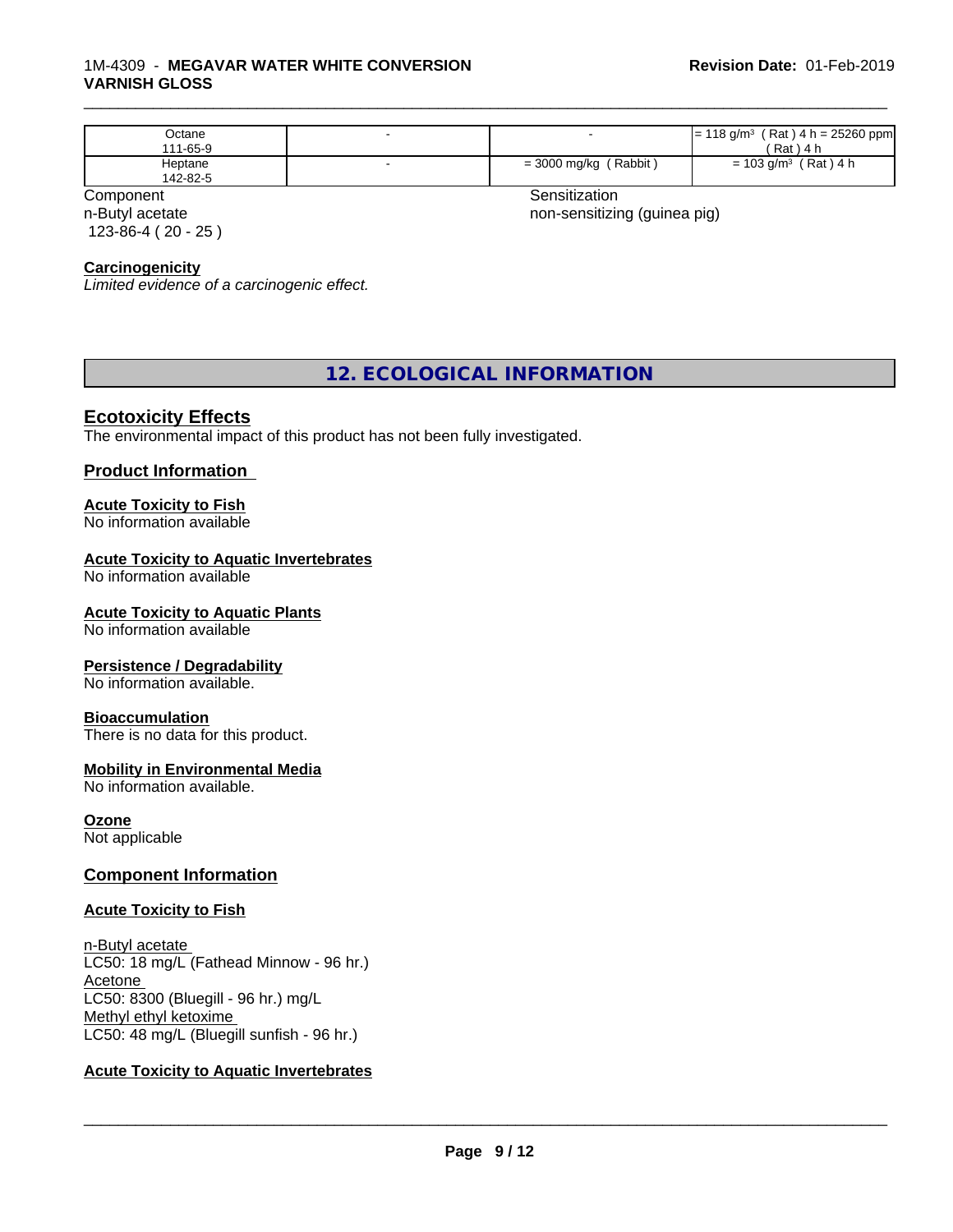| | | | |
|---|---|---|---|
| Octane<br>111-65-9 | - | - | = 118 g/m³ ( Rat ) 4 h = 25260 ppm ( Rat ) 4 h |
| Heptane<br>142-82-5 | - | = 3000 mg/kg ( Rabbit ) | = 103 g/m³ ( Rat ) 4 h |

| Component | Sensitization |
|---|---|
| n-Butyl acetate<br>123-86-4 ( 20 - 25 ) | non-sensitizing (guinea pig) |

**Carcinogenicity**

*Limited evidence of a carcinogenic effect.*

## 12. ECOLOGICAL INFORMATION

### Ecotoxicity Effects

The environmental impact of this product has not been fully investigated.

### Product Information

**Acute Toxicity to Fish**

No information available

**Acute Toxicity to Aquatic Invertebrates**

No information available

**Acute Toxicity to Aquatic Plants**

No information available

**Persistence / Degradability**

No information available.

**Bioaccumulation**

There is no data for this product.

**Mobility in Environmental Media**

No information available.

**Ozone**

Not applicable

### Component Information

**Acute Toxicity to Fish**

n-Butyl acetate
LC50: 18 mg/L (Fathead Minnow - 96 hr.)
Acetone
LC50: 8300 (Bluegill - 96 hr.) mg/L
Methyl ethyl ketoxime
LC50: 48 mg/L (Bluegill sunfish - 96 hr.)

**Acute Toxicity to Aquatic Invertebrates**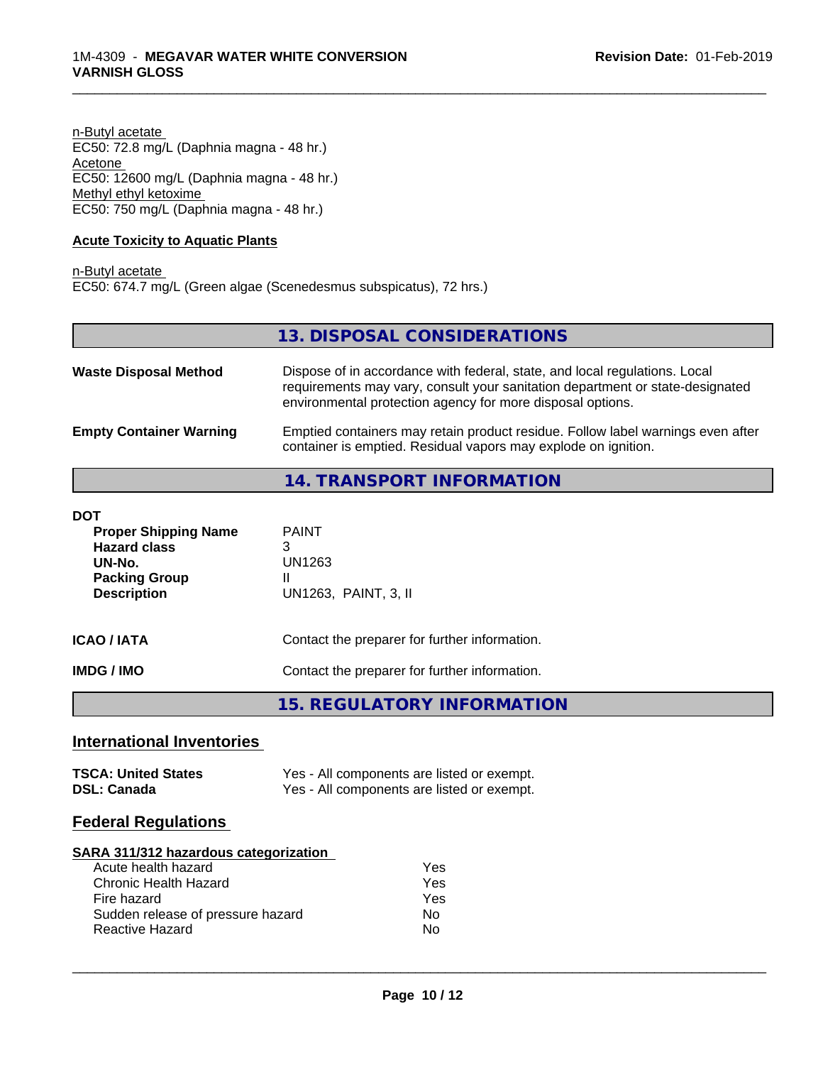n-Butyl acetate
EC50: 72.8 mg/L (Daphnia magna - 48 hr.)
Acetone
EC50: 12600 mg/L (Daphnia magna - 48 hr.)
Methyl ethyl ketoxime
EC50: 750 mg/L (Daphnia magna - 48 hr.)

**Acute Toxicity to Aquatic Plants**

n-Butyl acetate
EC50: 674.7 mg/L (Green algae (Scenedesmus subspicatus), 72 hrs.)

## 13. DISPOSAL CONSIDERATIONS

| | |
|---|---|
| **Waste Disposal Method** | Dispose of in accordance with federal, state, and local regulations. Local requirements may vary, consult your sanitation department or state-designated environmental protection agency for more disposal options. |
| **Empty Container Warning** | Emptied containers may retain product residue. Follow label warnings even after container is emptied. Residual vapors may explode on ignition. |

## 14. TRANSPORT INFORMATION

**DOT**

| | |
|---|---|
| **Proper Shipping Name** | PAINT |
| **Hazard class** | 3 |
| **UN-No.** | UN1263 |
| **Packing Group** | II |
| **Description** | UN1263, PAINT, 3, II |

| | |
|---|---|
| **ICAO / IATA** | Contact the preparer for further information. |
| **IMDG / IMO** | Contact the preparer for further information. |

## 15. REGULATORY INFORMATION

### International Inventories

| | |
|---|---|
| **TSCA: United States** | Yes - All components are listed or exempt. |
| **DSL: Canada** | Yes - All components are listed or exempt. |

### Federal Regulations

**SARA 311/312 hazardous categorization**

| | |
|---|---|
| Acute health hazard | Yes |
| Chronic Health Hazard | Yes |
| Fire hazard | Yes |
| Sudden release of pressure hazard | No |
| Reactive Hazard | No |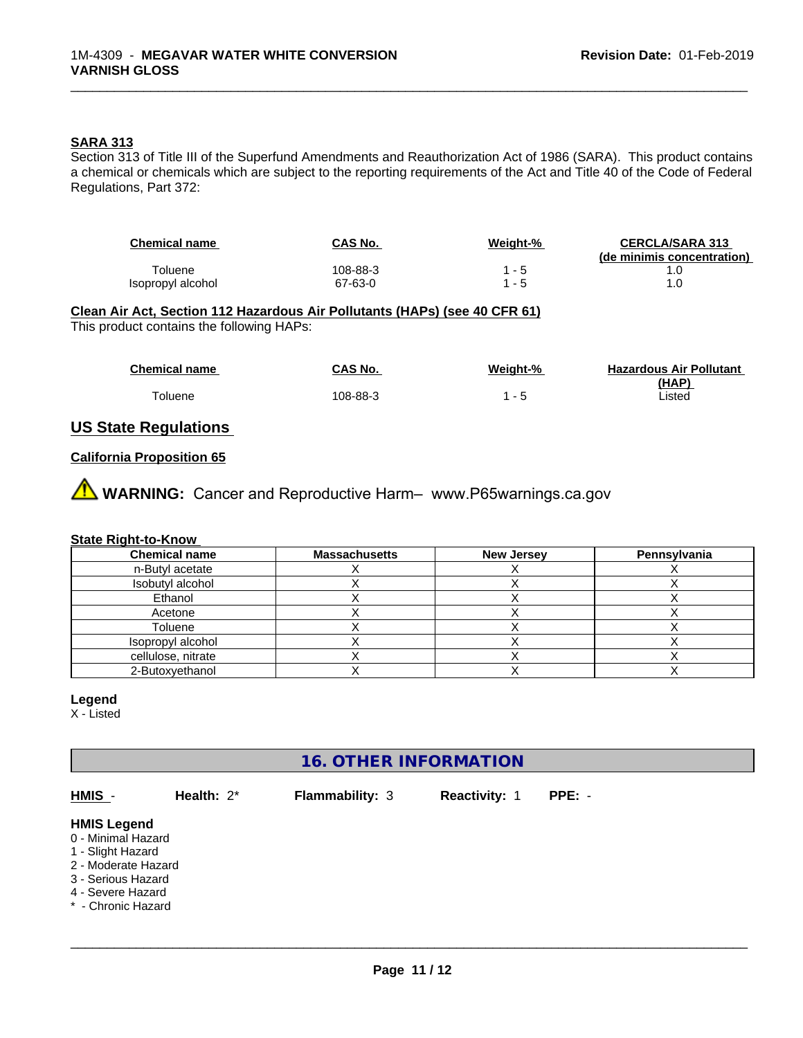### SARA 313

Section 313 of Title III of the Superfund Amendments and Reauthorization Act of 1986 (SARA). This product contains a chemical or chemicals which are subject to the reporting requirements of the Act and Title 40 of the Code of Federal Regulations, Part 372:

| Chemical name | CAS No. | Weight-% | CERCLA/SARA 313 (de minimis concentration) |
|---|---|---|---|
| Toluene | 108-88-3 | 1 - 5 | 1.0 |
| Isopropyl alcohol | 67-63-0 | 1 - 5 | 1.0 |

### Clean Air Act, Section 112 Hazardous Air Pollutants (HAPs) (see 40 CFR 61)

This product contains the following HAPs:

| Chemical name | CAS No. | Weight-% | Hazardous Air Pollutant (HAP) |
|---|---|---|---|
| Toluene | 108-88-3 | 1 - 5 | Listed |

## US State Regulations

### California Proposition 65

⚠ **WARNING:** Cancer and Reproductive Harm– www.P65warnings.ca.gov

### State Right-to-Know

| Chemical name | Massachusetts | New Jersey | Pennsylvania |
|---|---|---|---|
| n-Butyl acetate | X | X | X |
| Isobutyl alcohol | X | X | X |
| Ethanol | X | X | X |
| Acetone | X | X | X |
| Toluene | X | X | X |
| Isopropyl alcohol | X | X | X |
| cellulose, nitrate | X | X | X |
| 2-Butoxyethanol | X | X | X |

**Legend**

X - Listed

## 16. OTHER INFORMATION

**HMIS** - **Health:** 2* **Flammability:** 3 **Reactivity:** 1 **PPE:** -

**HMIS Legend**

0 - Minimal Hazard
1 - Slight Hazard
2 - Moderate Hazard
3 - Serious Hazard
4 - Severe Hazard
* - Chronic Hazard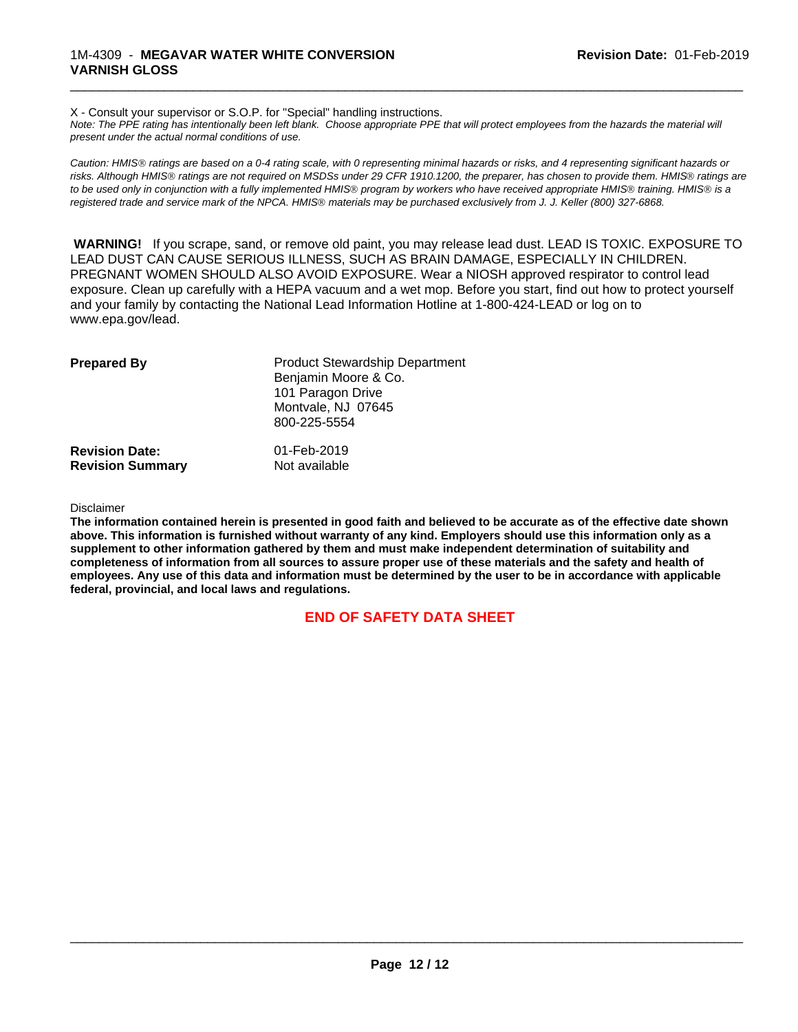X - Consult your supervisor or S.O.P. for "Special" handling instructions.

*Note: The PPE rating has intentionally been left blank. Choose appropriate PPE that will protect employees from the hazards the material will present under the actual normal conditions of use.*

*Caution: HMIS® ratings are based on a 0-4 rating scale, with 0 representing minimal hazards or risks, and 4 representing significant hazards or risks. Although HMIS® ratings are not required on MSDSs under 29 CFR 1910.1200, the preparer, has chosen to provide them. HMIS® ratings are to be used only in conjunction with a fully implemented HMIS® program by workers who have received appropriate HMIS® training. HMIS® is a registered trade and service mark of the NPCA. HMIS® materials may be purchased exclusively from J. J. Keller (800) 327-6868.*

**WARNING!** If you scrape, sand, or remove old paint, you may release lead dust. LEAD IS TOXIC. EXPOSURE TO LEAD DUST CAN CAUSE SERIOUS ILLNESS, SUCH AS BRAIN DAMAGE, ESPECIALLY IN CHILDREN. PREGNANT WOMEN SHOULD ALSO AVOID EXPOSURE. Wear a NIOSH approved respirator to control lead exposure. Clean up carefully with a HEPA vacuum and a wet mop. Before you start, find out how to protect yourself and your family by contacting the National Lead Information Hotline at 1-800-424-LEAD or log on to www.epa.gov/lead.

| | |
|---|---|
| **Prepared By** | Product Stewardship Department<br>Benjamin Moore & Co.<br>101 Paragon Drive<br>Montvale, NJ 07645<br>800-225-5554 |
| **Revision Date:** | 01-Feb-2019 |
| **Revision Summary** | Not available |

Disclaimer

**The information contained herein is presented in good faith and believed to be accurate as of the effective date shown above. This information is furnished without warranty of any kind. Employers should use this information only as a supplement to other information gathered by them and must make independent determination of suitability and completeness of information from all sources to assure proper use of these materials and the safety and health of employees. Any use of this data and information must be determined by the user to be in accordance with applicable federal, provincial, and local laws and regulations.**

**END OF SAFETY DATA SHEET**